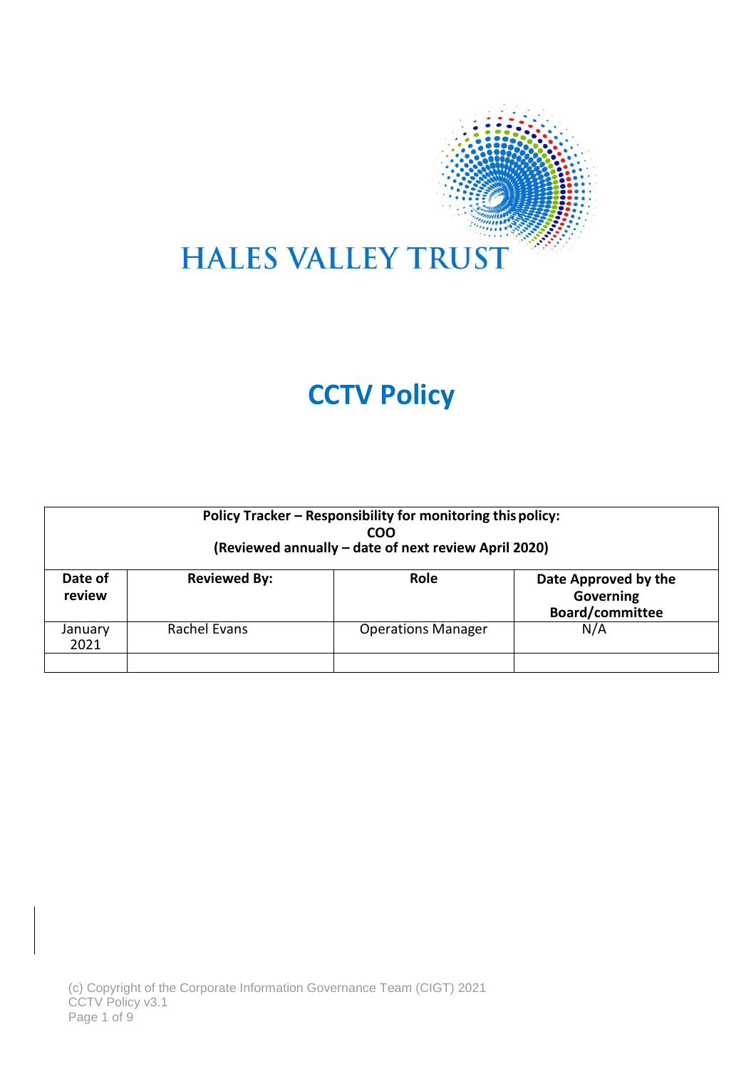HALES VALLEY TRUST

# CCTV Policy

| Policy Tracker – Responsibility for monitoring this policy: COO (Reviewed annually – date of next review April 2020) | | | |
|---|---|---|---|
| **Date of review** | **Reviewed By:** | **Role** | **Date Approved by the Governing Board/committee** |
| January 2021 | Rachel Evans | Operations Manager | N/A |
| | | | |

(c) Copyright of the Corporate Information Governance Team (CIGT) 2021
CCTV Policy v3.1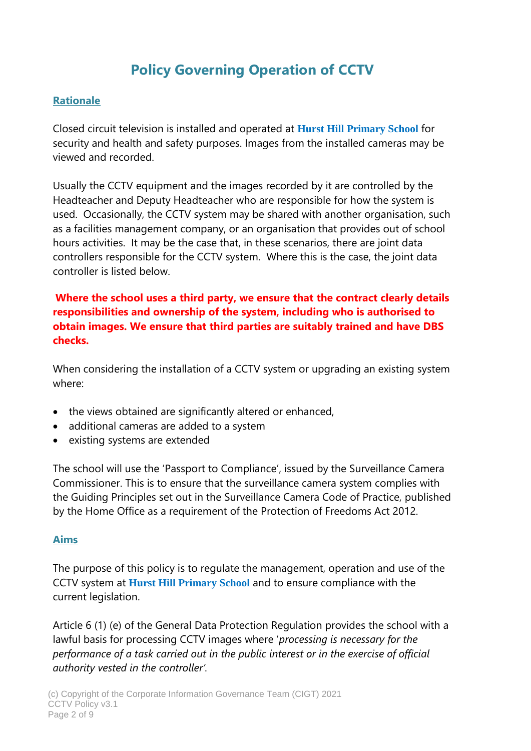# Policy Governing Operation of CCTV

## Rationale

Closed circuit television is installed and operated at **Hurst Hill Primary School** for security and health and safety purposes. Images from the installed cameras may be viewed and recorded.

Usually the CCTV equipment and the images recorded by it are controlled by the Headteacher and Deputy Headteacher who are responsible for how the system is used. Occasionally, the CCTV system may be shared with another organisation, such as a facilities management company, or an organisation that provides out of school hours activities. It may be the case that, in these scenarios, there are joint data controllers responsible for the CCTV system. Where this is the case, the joint data controller is listed below.

**Where the school uses a third party, we ensure that the contract clearly details responsibilities and ownership of the system, including who is authorised to obtain images. We ensure that third parties are suitably trained and have DBS checks.**

When considering the installation of a CCTV system or upgrading an existing system where:

- the views obtained are significantly altered or enhanced,
- additional cameras are added to a system
- existing systems are extended

The school will use the 'Passport to Compliance', issued by the Surveillance Camera Commissioner. This is to ensure that the surveillance camera system complies with the Guiding Principles set out in the Surveillance Camera Code of Practice, published by the Home Office as a requirement of the Protection of Freedoms Act 2012.

## Aims

The purpose of this policy is to regulate the management, operation and use of the CCTV system at **Hurst Hill Primary School** and to ensure compliance with the current legislation.

Article 6 (1) (e) of the General Data Protection Regulation provides the school with a lawful basis for processing CCTV images where '*processing is necessary for the performance of a task carried out in the public interest or in the exercise of official authority vested in the controller*'.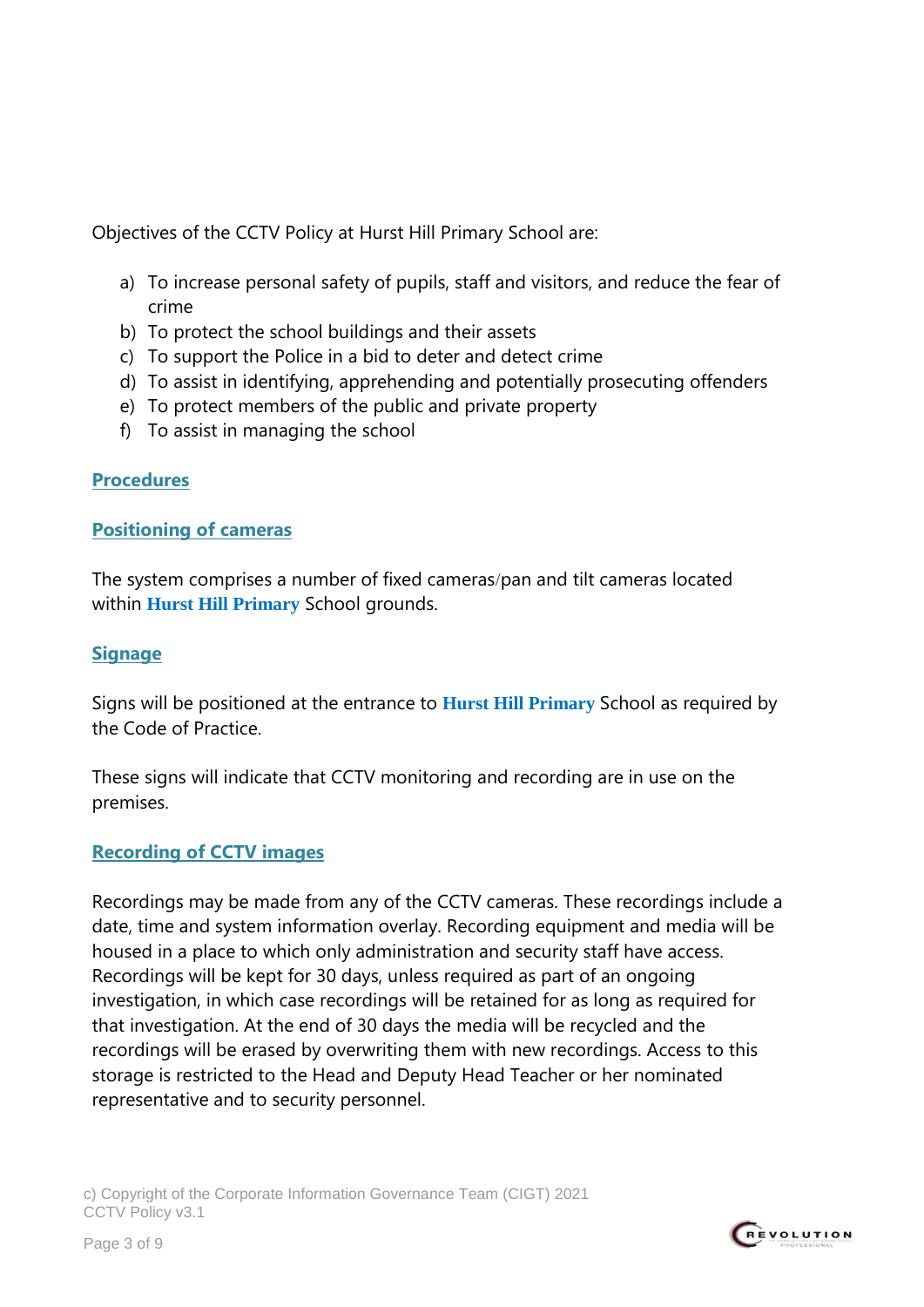Objectives of the CCTV Policy at Hurst Hill Primary School are:

a) To increase personal safety of pupils, staff and visitors, and reduce the fear of crime
b) To protect the school buildings and their assets
c) To support the Police in a bid to deter and detect crime
d) To assist in identifying, apprehending and potentially prosecuting offenders
e) To protect members of the public and private property
f) To assist in managing the school

## Procedures

### Positioning of cameras

The system comprises a number of fixed cameras/pan and tilt cameras located within **Hurst Hill Primary** School grounds.

### Signage

Signs will be positioned at the entrance to **Hurst Hill Primary** School as required by the Code of Practice.

These signs will indicate that CCTV monitoring and recording are in use on the premises.

### Recording of CCTV images

Recordings may be made from any of the CCTV cameras. These recordings include a date, time and system information overlay. Recording equipment and media will be housed in a place to which only administration and security staff have access. Recordings will be kept for 30 days, unless required as part of an ongoing investigation, in which case recordings will be retained for as long as required for that investigation. At the end of 30 days the media will be recycled and the recordings will be erased by overwriting them with new recordings. Access to this storage is restricted to the Head and Deputy Head Teacher or her nominated representative and to security personnel.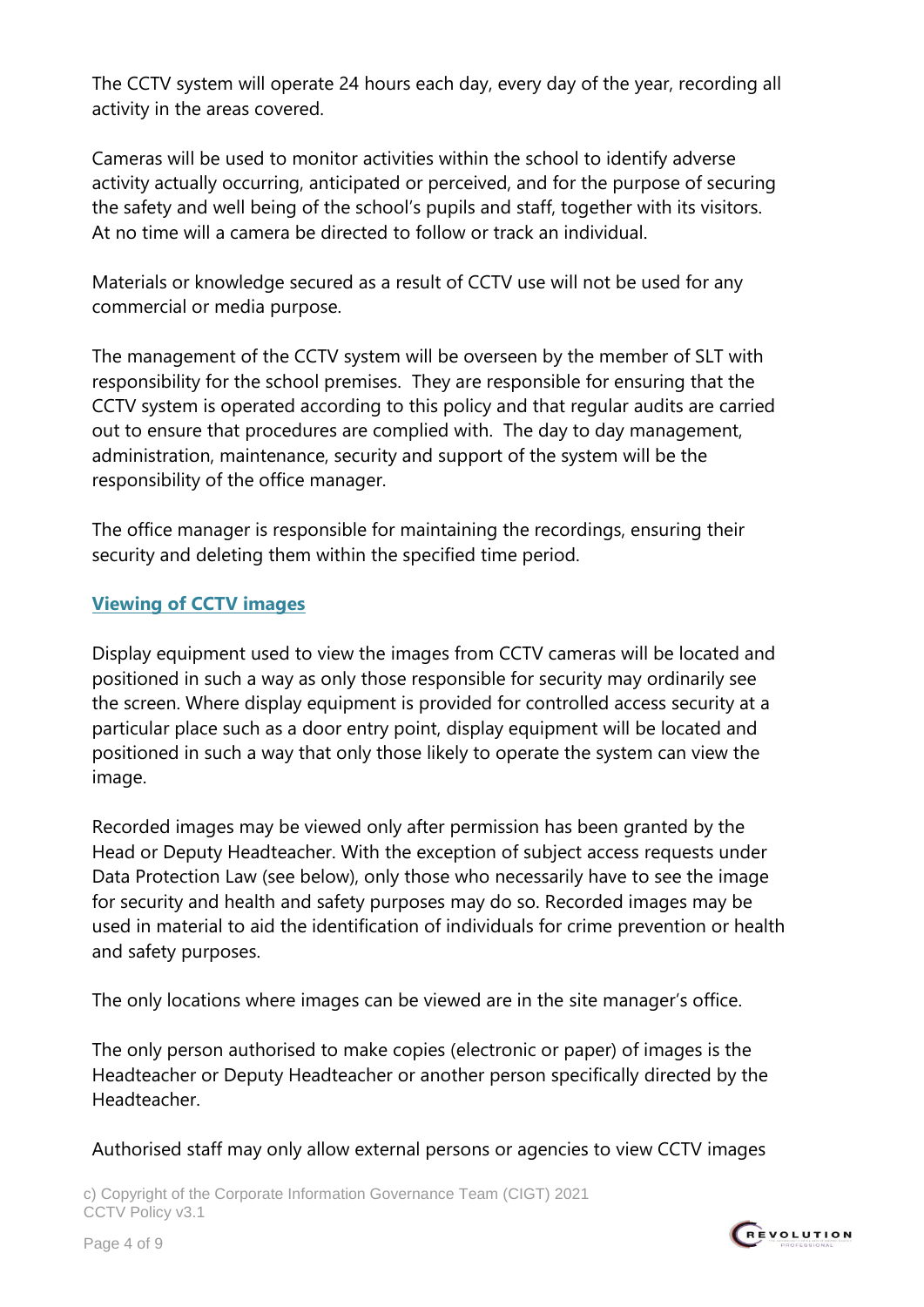The CCTV system will operate 24 hours each day, every day of the year, recording all activity in the areas covered.

Cameras will be used to monitor activities within the school to identify adverse activity actually occurring, anticipated or perceived, and for the purpose of securing the safety and well being of the school's pupils and staff, together with its visitors. At no time will a camera be directed to follow or track an individual.

Materials or knowledge secured as a result of CCTV use will not be used for any commercial or media purpose.

The management of the CCTV system will be overseen by the member of SLT with responsibility for the school premises. They are responsible for ensuring that the CCTV system is operated according to this policy and that regular audits are carried out to ensure that procedures are complied with. The day to day management, administration, maintenance, security and support of the system will be the responsibility of the office manager.

The office manager is responsible for maintaining the recordings, ensuring their security and deleting them within the specified time period.

## Viewing of CCTV images

Display equipment used to view the images from CCTV cameras will be located and positioned in such a way as only those responsible for security may ordinarily see the screen. Where display equipment is provided for controlled access security at a particular place such as a door entry point, display equipment will be located and positioned in such a way that only those likely to operate the system can view the image.

Recorded images may be viewed only after permission has been granted by the Head or Deputy Headteacher. With the exception of subject access requests under Data Protection Law (see below), only those who necessarily have to see the image for security and health and safety purposes may do so. Recorded images may be used in material to aid the identification of individuals for crime prevention or health and safety purposes.

The only locations where images can be viewed are in the site manager's office.

The only person authorised to make copies (electronic or paper) of images is the Headteacher or Deputy Headteacher or another person specifically directed by the Headteacher.

Authorised staff may only allow external persons or agencies to view CCTV images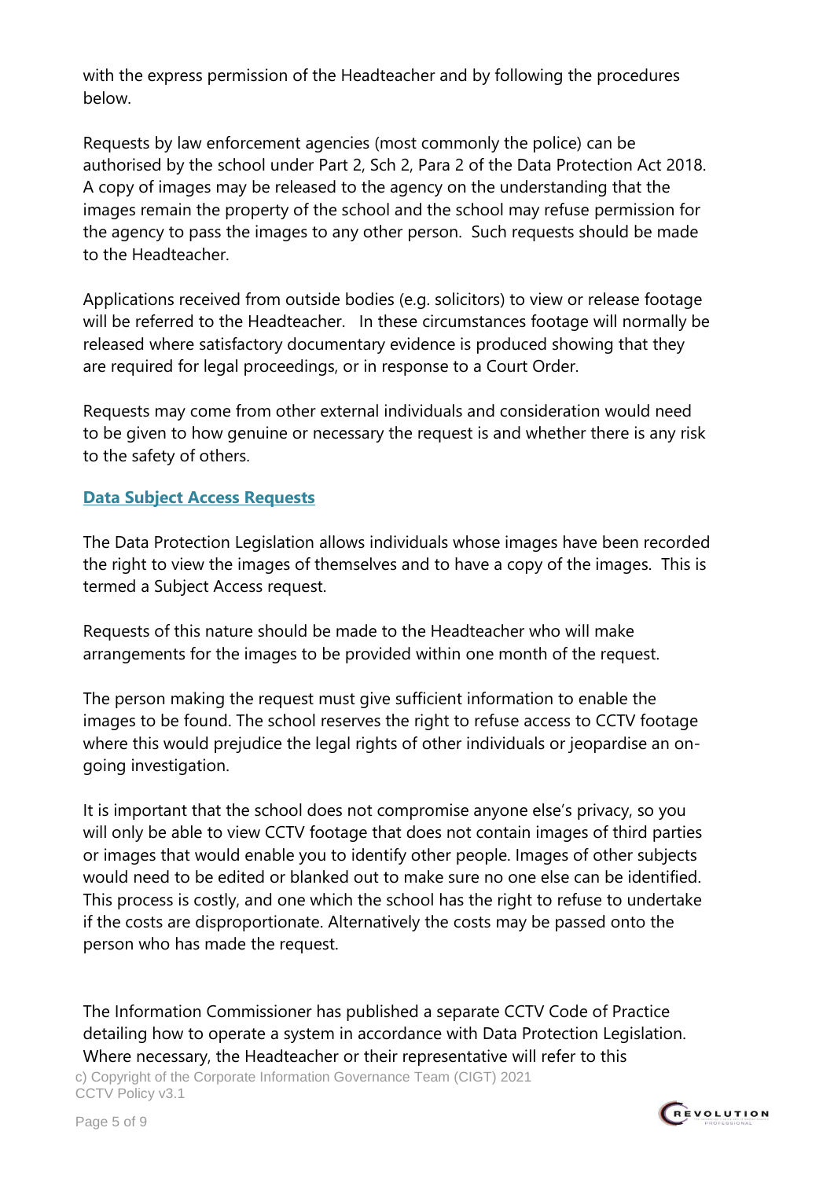with the express permission of the Headteacher and by following the procedures below.

Requests by law enforcement agencies (most commonly the police) can be authorised by the school under Part 2, Sch 2, Para 2 of the Data Protection Act 2018. A copy of images may be released to the agency on the understanding that the images remain the property of the school and the school may refuse permission for the agency to pass the images to any other person. Such requests should be made to the Headteacher.

Applications received from outside bodies (e.g. solicitors) to view or release footage will be referred to the Headteacher. In these circumstances footage will normally be released where satisfactory documentary evidence is produced showing that they are required for legal proceedings, or in response to a Court Order.

Requests may come from other external individuals and consideration would need to be given to how genuine or necessary the request is and whether there is any risk to the safety of others.

## Data Subject Access Requests

The Data Protection Legislation allows individuals whose images have been recorded the right to view the images of themselves and to have a copy of the images. This is termed a Subject Access request.

Requests of this nature should be made to the Headteacher who will make arrangements for the images to be provided within one month of the request.

The person making the request must give sufficient information to enable the images to be found. The school reserves the right to refuse access to CCTV footage where this would prejudice the legal rights of other individuals or jeopardise an on-going investigation.

It is important that the school does not compromise anyone else's privacy, so you will only be able to view CCTV footage that does not contain images of third parties or images that would enable you to identify other people. Images of other subjects would need to be edited or blanked out to make sure no one else can be identified. This process is costly, and one which the school has the right to refuse to undertake if the costs are disproportionate. Alternatively the costs may be passed onto the person who has made the request.

The Information Commissioner has published a separate CCTV Code of Practice detailing how to operate a system in accordance with Data Protection Legislation. Where necessary, the Headteacher or their representative will refer to this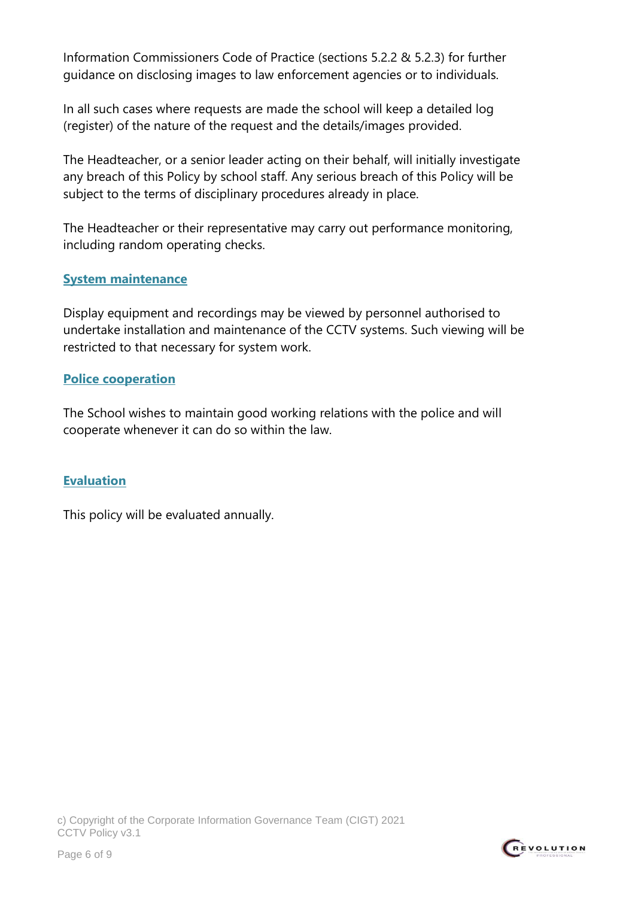Information Commissioners Code of Practice (sections 5.2.2 & 5.2.3) for further guidance on disclosing images to law enforcement agencies or to individuals.

In all such cases where requests are made the school will keep a detailed log (register) of the nature of the request and the details/images provided.

The Headteacher, or a senior leader acting on their behalf, will initially investigate any breach of this Policy by school staff. Any serious breach of this Policy will be subject to the terms of disciplinary procedures already in place.

The Headteacher or their representative may carry out performance monitoring, including random operating checks.

## System maintenance

Display equipment and recordings may be viewed by personnel authorised to undertake installation and maintenance of the CCTV systems. Such viewing will be restricted to that necessary for system work.

## Police cooperation

The School wishes to maintain good working relations with the police and will cooperate whenever it can do so within the law.

## Evaluation

This policy will be evaluated annually.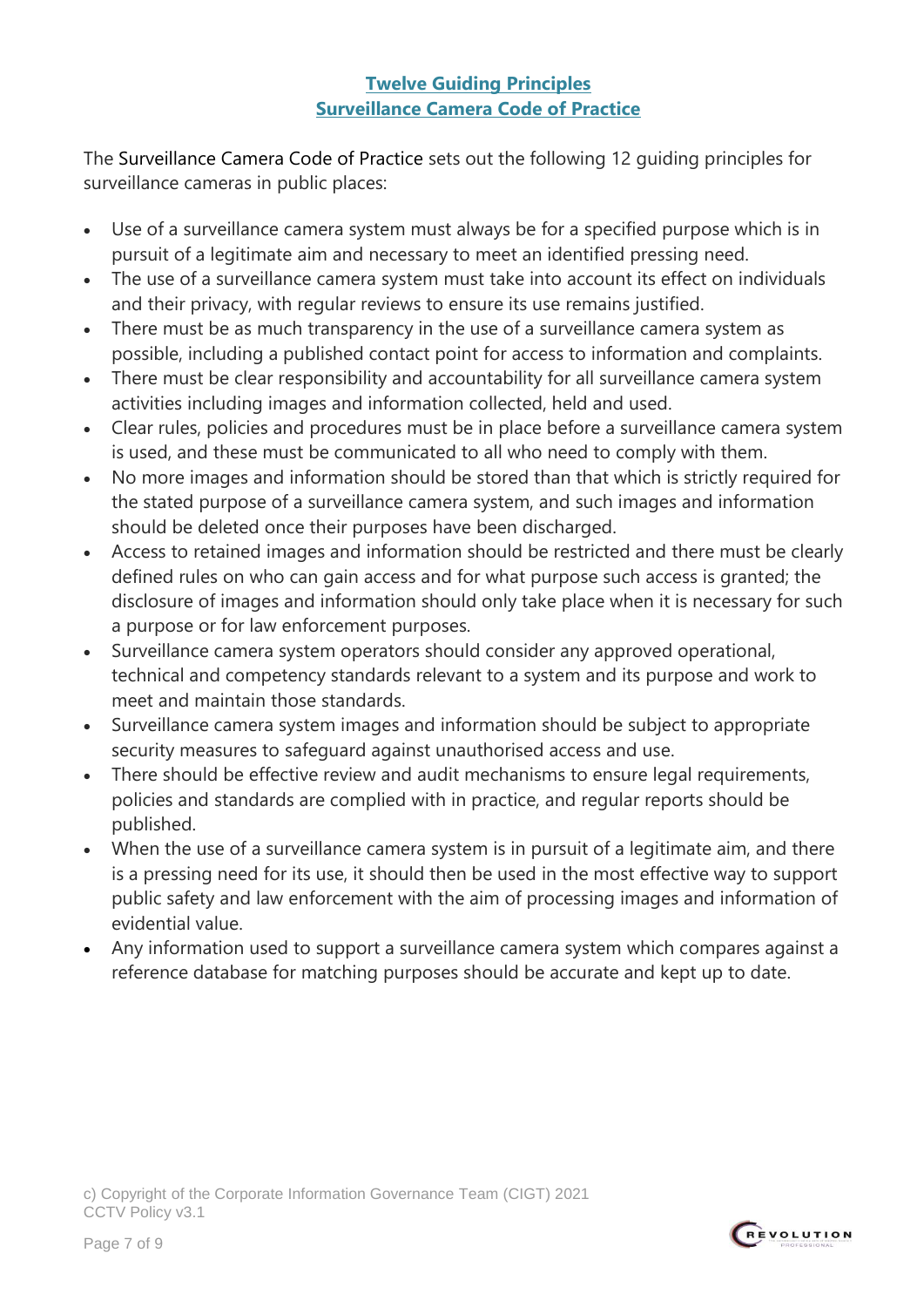## Twelve Guiding Principles
## Surveillance Camera Code of Practice

The Surveillance Camera Code of Practice sets out the following 12 guiding principles for surveillance cameras in public places:

- Use of a surveillance camera system must always be for a specified purpose which is in pursuit of a legitimate aim and necessary to meet an identified pressing need.
- The use of a surveillance camera system must take into account its effect on individuals and their privacy, with regular reviews to ensure its use remains justified.
- There must be as much transparency in the use of a surveillance camera system as possible, including a published contact point for access to information and complaints.
- There must be clear responsibility and accountability for all surveillance camera system activities including images and information collected, held and used.
- Clear rules, policies and procedures must be in place before a surveillance camera system is used, and these must be communicated to all who need to comply with them.
- No more images and information should be stored than that which is strictly required for the stated purpose of a surveillance camera system, and such images and information should be deleted once their purposes have been discharged.
- Access to retained images and information should be restricted and there must be clearly defined rules on who can gain access and for what purpose such access is granted; the disclosure of images and information should only take place when it is necessary for such a purpose or for law enforcement purposes.
- Surveillance camera system operators should consider any approved operational, technical and competency standards relevant to a system and its purpose and work to meet and maintain those standards.
- Surveillance camera system images and information should be subject to appropriate security measures to safeguard against unauthorised access and use.
- There should be effective review and audit mechanisms to ensure legal requirements, policies and standards are complied with in practice, and regular reports should be published.
- When the use of a surveillance camera system is in pursuit of a legitimate aim, and there is a pressing need for its use, it should then be used in the most effective way to support public safety and law enforcement with the aim of processing images and information of evidential value.
- Any information used to support a surveillance camera system which compares against a reference database for matching purposes should be accurate and kept up to date.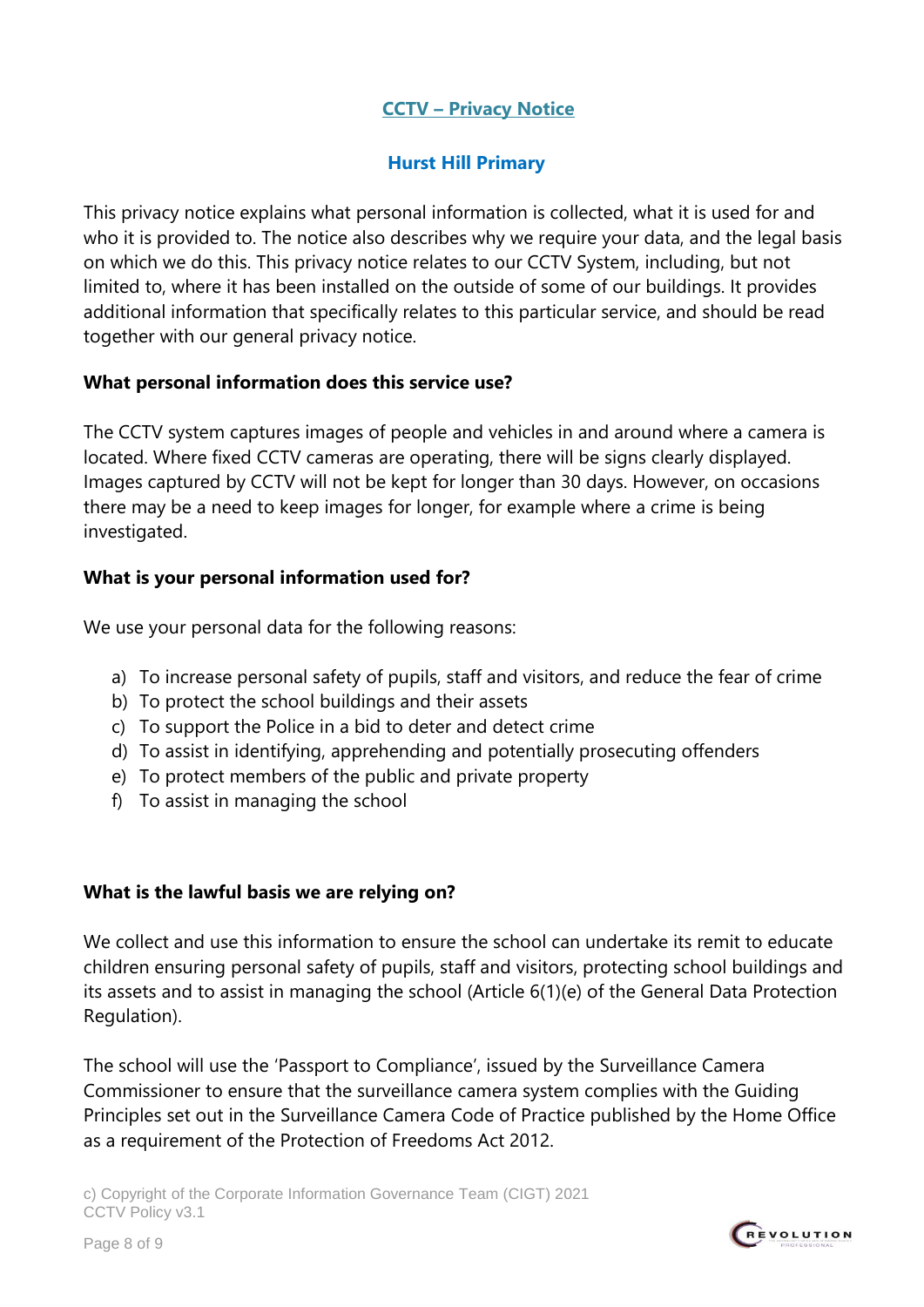## CCTV – Privacy Notice

### Hurst Hill Primary

This privacy notice explains what personal information is collected, what it is used for and who it is provided to. The notice also describes why we require your data, and the legal basis on which we do this. This privacy notice relates to our CCTV System, including, but not limited to, where it has been installed on the outside of some of our buildings. It provides additional information that specifically relates to this particular service, and should be read together with our general privacy notice.

**What personal information does this service use?**

The CCTV system captures images of people and vehicles in and around where a camera is located. Where fixed CCTV cameras are operating, there will be signs clearly displayed. Images captured by CCTV will not be kept for longer than 30 days. However, on occasions there may be a need to keep images for longer, for example where a crime is being investigated.

**What is your personal information used for?**

We use your personal data for the following reasons:

a) To increase personal safety of pupils, staff and visitors, and reduce the fear of crime
b) To protect the school buildings and their assets
c) To support the Police in a bid to deter and detect crime
d) To assist in identifying, apprehending and potentially prosecuting offenders
e) To protect members of the public and private property
f) To assist in managing the school

**What is the lawful basis we are relying on?**

We collect and use this information to ensure the school can undertake its remit to educate children ensuring personal safety of pupils, staff and visitors, protecting school buildings and its assets and to assist in managing the school (Article 6(1)(e) of the General Data Protection Regulation).

The school will use the 'Passport to Compliance', issued by the Surveillance Camera Commissioner to ensure that the surveillance camera system complies with the Guiding Principles set out in the Surveillance Camera Code of Practice published by the Home Office as a requirement of the Protection of Freedoms Act 2012.

c) Copyright of the Corporate Information Governance Team (CIGT) 2021
CCTV Policy v3.1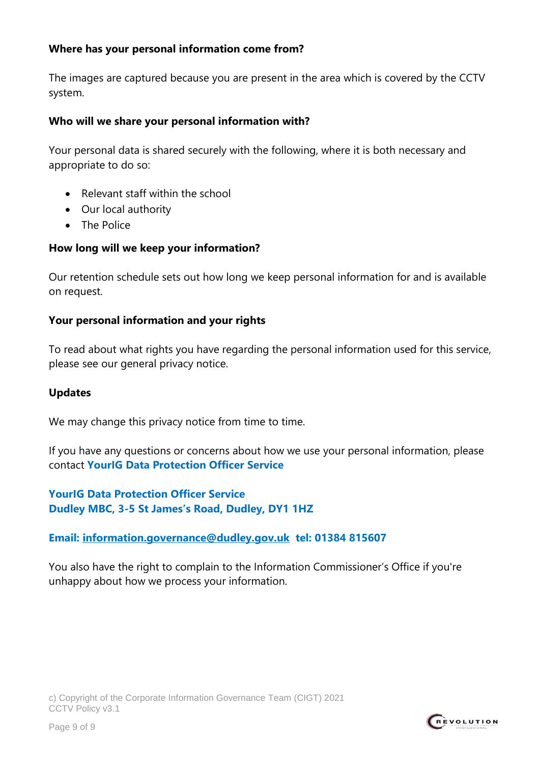**Where has your personal information come from?**

The images are captured because you are present in the area which is covered by the CCTV system.

**Who will we share your personal information with?**

Your personal data is shared securely with the following, where it is both necessary and appropriate to do so:

- Relevant staff within the school
- Our local authority
- The Police

**How long will we keep your information?**

Our retention schedule sets out how long we keep personal information for and is available on request.

**Your personal information and your rights**

To read about what rights you have regarding the personal information used for this service, please see our general privacy notice.

**Updates**

We may change this privacy notice from time to time.

If you have any questions or concerns about how we use your personal information, please contact **YourIG Data Protection Officer Service**

**YourIG Data Protection Officer Service**
**Dudley MBC, 3-5 St James's Road, Dudley, DY1 1HZ**

**Email: information.governance@dudley.gov.uk tel: 01384 815607**

You also have the right to complain to the Information Commissioner's Office if you're unhappy about how we process your information.

c) Copyright of the Corporate Information Governance Team (CIGT) 2021
CCTV Policy v3.1